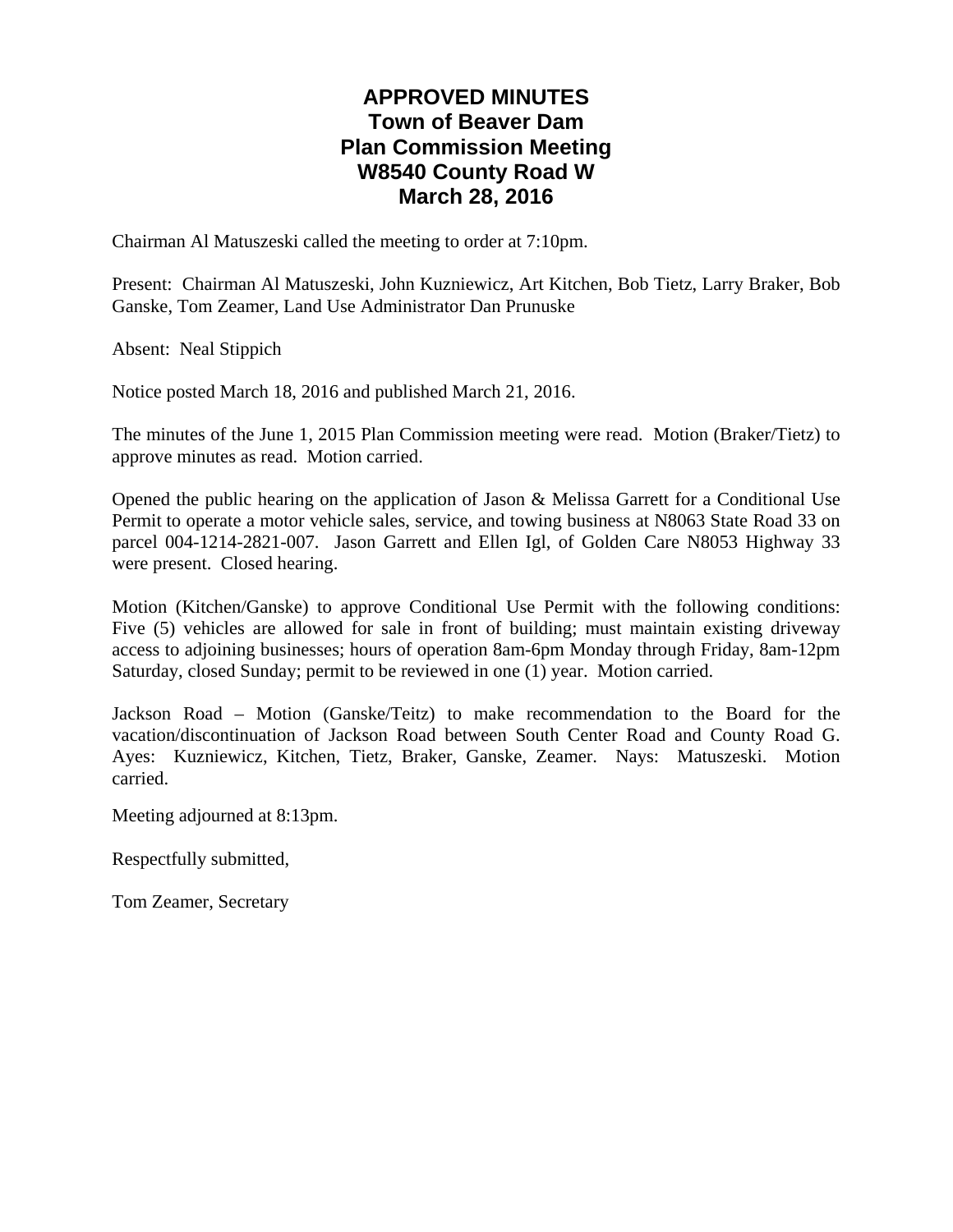# APPROVED MINUTES
# Town of Beaver Dam
# Plan Commission Meeting
# W8540 County Road W
# March 28, 2016

Chairman Al Matuszeski called the meeting to order at 7:10pm.

Present: Chairman Al Matuszeski, John Kuzniewicz, Art Kitchen, Bob Tietz, Larry Braker, Bob Ganske, Tom Zeamer, Land Use Administrator Dan Prunuske

Absent: Neal Stippich

Notice posted March 18, 2016 and published March 21, 2016.

The minutes of the June 1, 2015 Plan Commission meeting were read. Motion (Braker/Tietz) to approve minutes as read. Motion carried.

Opened the public hearing on the application of Jason & Melissa Garrett for a Conditional Use Permit to operate a motor vehicle sales, service, and towing business at N8063 State Road 33 on parcel 004-1214-2821-007. Jason Garrett and Ellen Igl, of Golden Care N8053 Highway 33 were present. Closed hearing.

Motion (Kitchen/Ganske) to approve Conditional Use Permit with the following conditions: Five (5) vehicles are allowed for sale in front of building; must maintain existing driveway access to adjoining businesses; hours of operation 8am-6pm Monday through Friday, 8am-12pm Saturday, closed Sunday; permit to be reviewed in one (1) year. Motion carried.

Jackson Road – Motion (Ganske/Teitz) to make recommendation to the Board for the vacation/discontinuation of Jackson Road between South Center Road and County Road G. Ayes: Kuzniewicz, Kitchen, Tietz, Braker, Ganske, Zeamer. Nays: Matuszeski. Motion carried.

Meeting adjourned at 8:13pm.

Respectfully submitted,

Tom Zeamer, Secretary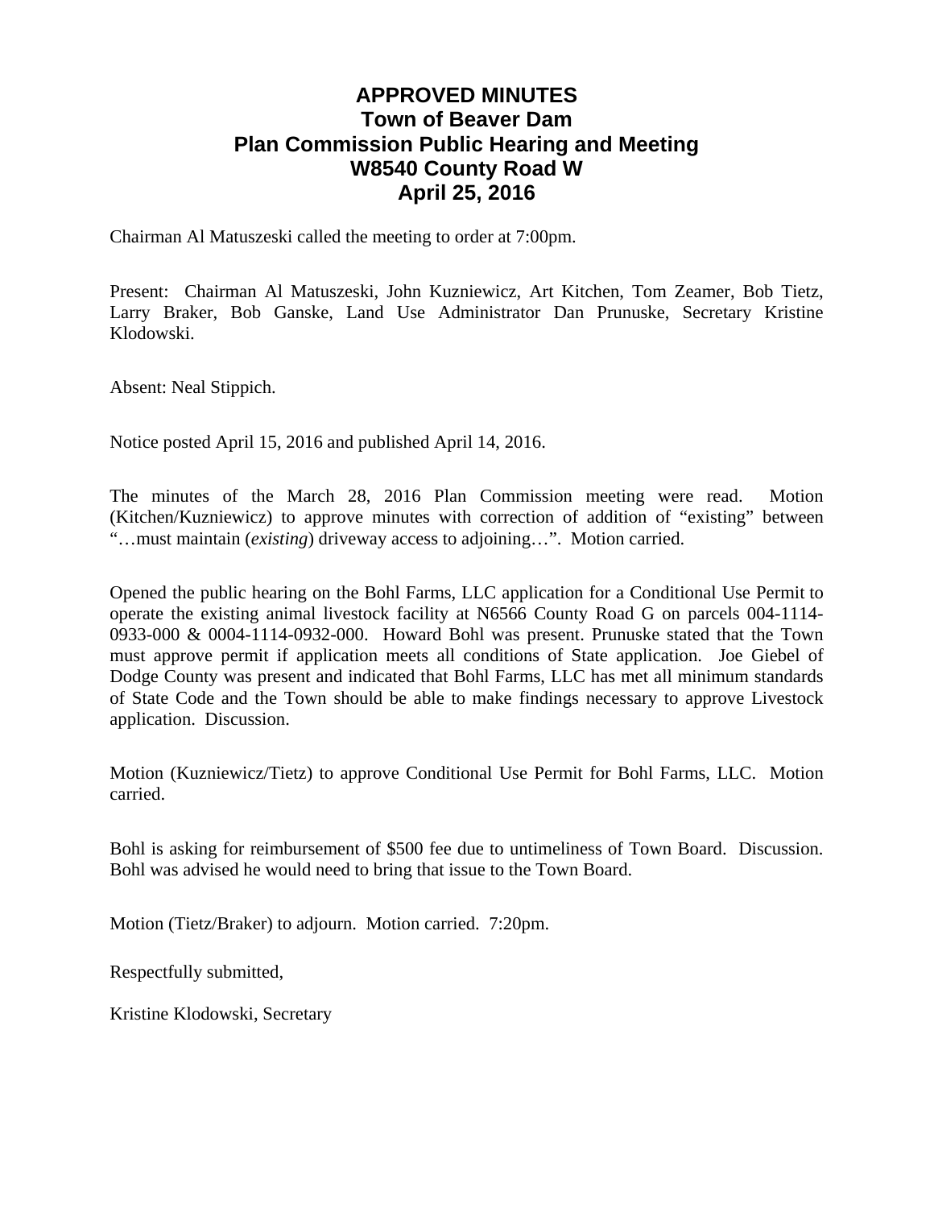# APPROVED MINUTES
## Town of Beaver Dam
## Plan Commission Public Hearing and Meeting
## W8540 County Road W
## April 25, 2016

Chairman Al Matuszeski called the meeting to order at 7:00pm.

Present: Chairman Al Matuszeski, John Kuzniewicz, Art Kitchen, Tom Zeamer, Bob Tietz, Larry Braker, Bob Ganske, Land Use Administrator Dan Prunuske, Secretary Kristine Klodowski.

Absent: Neal Stippich.

Notice posted April 15, 2016 and published April 14, 2016.

The minutes of the March 28, 2016 Plan Commission meeting were read. Motion (Kitchen/Kuzniewicz) to approve minutes with correction of addition of "existing" between "…must maintain (*existing*) driveway access to adjoining…". Motion carried.

Opened the public hearing on the Bohl Farms, LLC application for a Conditional Use Permit to operate the existing animal livestock facility at N6566 County Road G on parcels 004-1114-0933-000 & 0004-1114-0932-000. Howard Bohl was present. Prunuske stated that the Town must approve permit if application meets all conditions of State application. Joe Giebel of Dodge County was present and indicated that Bohl Farms, LLC has met all minimum standards of State Code and the Town should be able to make findings necessary to approve Livestock application. Discussion.

Motion (Kuzniewicz/Tietz) to approve Conditional Use Permit for Bohl Farms, LLC. Motion carried.

Bohl is asking for reimbursement of $500 fee due to untimeliness of Town Board. Discussion. Bohl was advised he would need to bring that issue to the Town Board.

Motion (Tietz/Braker) to adjourn. Motion carried. 7:20pm.

Respectfully submitted,

Kristine Klodowski, Secretary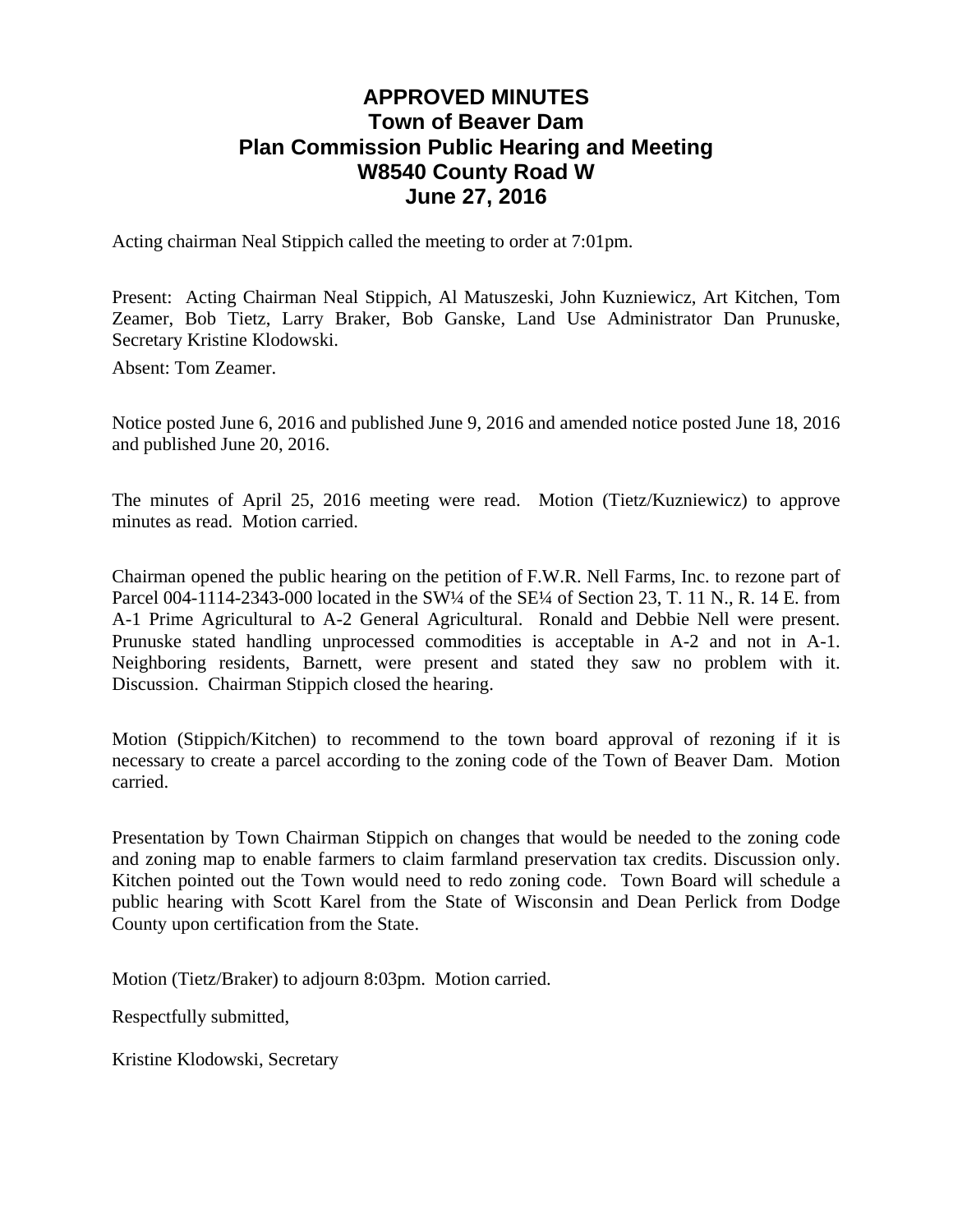# APPROVED MINUTES
## Town of Beaver Dam
## Plan Commission Public Hearing and Meeting
## W8540 County Road W
## June 27, 2016

Acting chairman Neal Stippich called the meeting to order at 7:01pm.

Present: Acting Chairman Neal Stippich, Al Matuszeski, John Kuzniewicz, Art Kitchen, Tom Zeamer, Bob Tietz, Larry Braker, Bob Ganske, Land Use Administrator Dan Prunuske, Secretary Kristine Klodowski.

Absent: Tom Zeamer.

Notice posted June 6, 2016 and published June 9, 2016 and amended notice posted June 18, 2016 and published June 20, 2016.

The minutes of April 25, 2016 meeting were read. Motion (Tietz/Kuzniewicz) to approve minutes as read. Motion carried.

Chairman opened the public hearing on the petition of F.W.R. Nell Farms, Inc. to rezone part of Parcel 004-1114-2343-000 located in the SW¼ of the SE¼ of Section 23, T. 11 N., R. 14 E. from A-1 Prime Agricultural to A-2 General Agricultural. Ronald and Debbie Nell were present. Prunuske stated handling unprocessed commodities is acceptable in A-2 and not in A-1. Neighboring residents, Barnett, were present and stated they saw no problem with it. Discussion. Chairman Stippich closed the hearing.

Motion (Stippich/Kitchen) to recommend to the town board approval of rezoning if it is necessary to create a parcel according to the zoning code of the Town of Beaver Dam. Motion carried.

Presentation by Town Chairman Stippich on changes that would be needed to the zoning code and zoning map to enable farmers to claim farmland preservation tax credits. Discussion only. Kitchen pointed out the Town would need to redo zoning code. Town Board will schedule a public hearing with Scott Karel from the State of Wisconsin and Dean Perlick from Dodge County upon certification from the State.

Motion (Tietz/Braker) to adjourn 8:03pm. Motion carried.

Respectfully submitted,

Kristine Klodowski, Secretary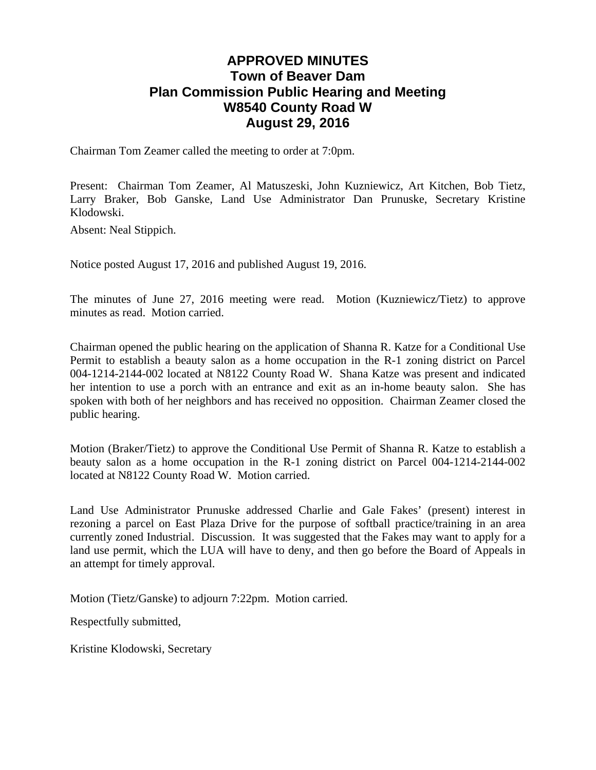# APPROVED MINUTES
## Town of Beaver Dam
## Plan Commission Public Hearing and Meeting
## W8540 County Road W
## August 29, 2016

Chairman Tom Zeamer called the meeting to order at 7:0pm.

Present: Chairman Tom Zeamer, Al Matuszeski, John Kuzniewicz, Art Kitchen, Bob Tietz, Larry Braker, Bob Ganske, Land Use Administrator Dan Prunuske, Secretary Kristine Klodowski.

Absent: Neal Stippich.

Notice posted August 17, 2016 and published August 19, 2016.

The minutes of June 27, 2016 meeting were read. Motion (Kuzniewicz/Tietz) to approve minutes as read. Motion carried.

Chairman opened the public hearing on the application of Shanna R. Katze for a Conditional Use Permit to establish a beauty salon as a home occupation in the R-1 zoning district on Parcel 004-1214-2144-002 located at N8122 County Road W. Shana Katze was present and indicated her intention to use a porch with an entrance and exit as an in-home beauty salon. She has spoken with both of her neighbors and has received no opposition. Chairman Zeamer closed the public hearing.

Motion (Braker/Tietz) to approve the Conditional Use Permit of Shanna R. Katze to establish a beauty salon as a home occupation in the R-1 zoning district on Parcel 004-1214-2144-002 located at N8122 County Road W. Motion carried.

Land Use Administrator Prunuske addressed Charlie and Gale Fakes' (present) interest in rezoning a parcel on East Plaza Drive for the purpose of softball practice/training in an area currently zoned Industrial. Discussion. It was suggested that the Fakes may want to apply for a land use permit, which the LUA will have to deny, and then go before the Board of Appeals in an attempt for timely approval.

Motion (Tietz/Ganske) to adjourn 7:22pm. Motion carried.

Respectfully submitted,

Kristine Klodowski, Secretary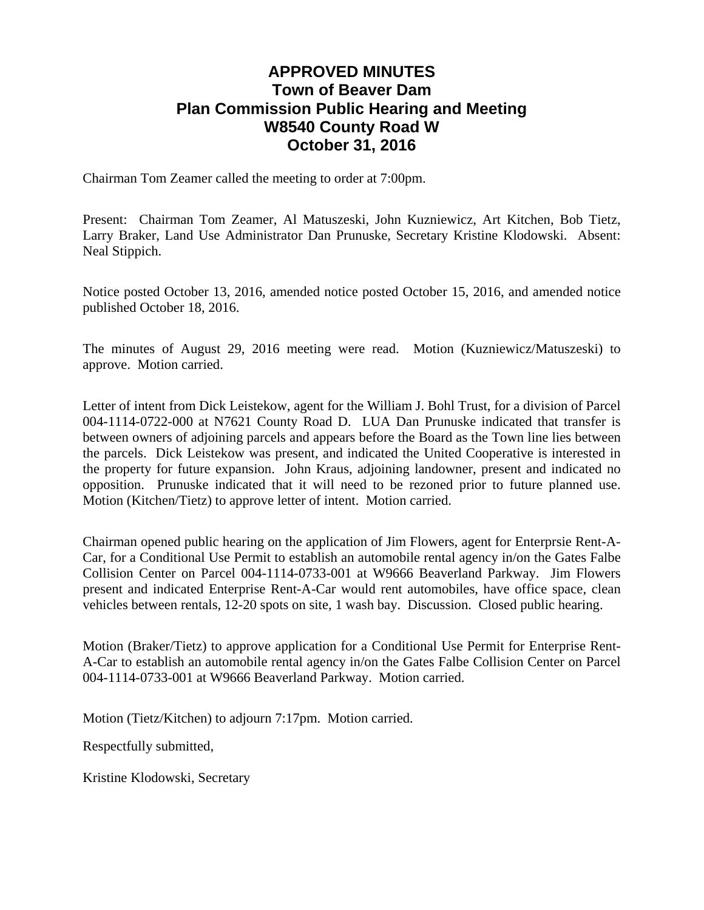# APPROVED MINUTES
## Town of Beaver Dam
## Plan Commission Public Hearing and Meeting
## W8540 County Road W
## October 31, 2016

Chairman Tom Zeamer called the meeting to order at 7:00pm.

Present: Chairman Tom Zeamer, Al Matuszeski, John Kuzniewicz, Art Kitchen, Bob Tietz, Larry Braker, Land Use Administrator Dan Prunuske, Secretary Kristine Klodowski. Absent: Neal Stippich.

Notice posted October 13, 2016, amended notice posted October 15, 2016, and amended notice published October 18, 2016.

The minutes of August 29, 2016 meeting were read. Motion (Kuzniewicz/Matuszeski) to approve. Motion carried.

Letter of intent from Dick Leistekow, agent for the William J. Bohl Trust, for a division of Parcel 004-1114-0722-000 at N7621 County Road D. LUA Dan Prunuske indicated that transfer is between owners of adjoining parcels and appears before the Board as the Town line lies between the parcels. Dick Leistekow was present, and indicated the United Cooperative is interested in the property for future expansion. John Kraus, adjoining landowner, present and indicated no opposition. Prunuske indicated that it will need to be rezoned prior to future planned use. Motion (Kitchen/Tietz) to approve letter of intent. Motion carried.

Chairman opened public hearing on the application of Jim Flowers, agent for Enterprsie Rent-A-Car, for a Conditional Use Permit to establish an automobile rental agency in/on the Gates Falbe Collision Center on Parcel 004-1114-0733-001 at W9666 Beaverland Parkway. Jim Flowers present and indicated Enterprise Rent-A-Car would rent automobiles, have office space, clean vehicles between rentals, 12-20 spots on site, 1 wash bay. Discussion. Closed public hearing.

Motion (Braker/Tietz) to approve application for a Conditional Use Permit for Enterprise Rent-A-Car to establish an automobile rental agency in/on the Gates Falbe Collision Center on Parcel 004-1114-0733-001 at W9666 Beaverland Parkway. Motion carried.

Motion (Tietz/Kitchen) to adjourn 7:17pm. Motion carried.

Respectfully submitted,

Kristine Klodowski, Secretary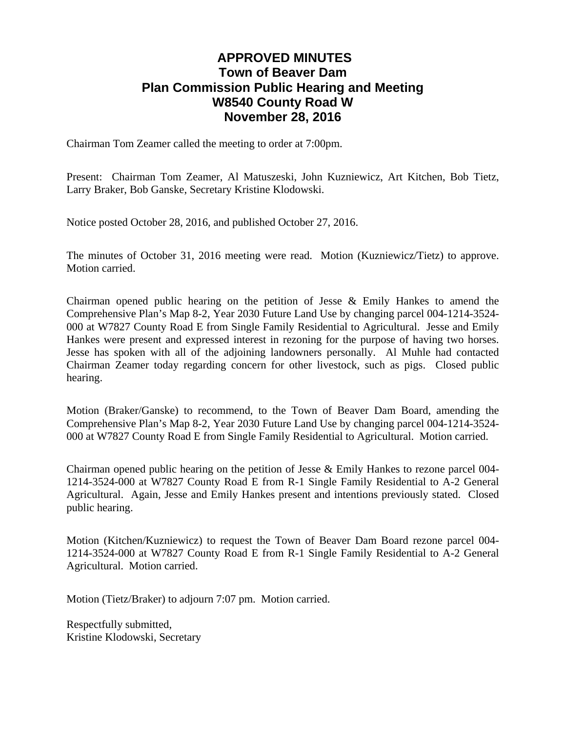# APPROVED MINUTES
# Town of Beaver Dam
# Plan Commission Public Hearing and Meeting
# W8540 County Road W
# November 28, 2016

Chairman Tom Zeamer called the meeting to order at 7:00pm.

Present: Chairman Tom Zeamer, Al Matuszeski, John Kuzniewicz, Art Kitchen, Bob Tietz, Larry Braker, Bob Ganske, Secretary Kristine Klodowski.

Notice posted October 28, 2016, and published October 27, 2016.

The minutes of October 31, 2016 meeting were read. Motion (Kuzniewicz/Tietz) to approve. Motion carried.

Chairman opened public hearing on the petition of Jesse & Emily Hankes to amend the Comprehensive Plan's Map 8-2, Year 2030 Future Land Use by changing parcel 004-1214-3524-000 at W7827 County Road E from Single Family Residential to Agricultural. Jesse and Emily Hankes were present and expressed interest in rezoning for the purpose of having two horses. Jesse has spoken with all of the adjoining landowners personally. Al Muhle had contacted Chairman Zeamer today regarding concern for other livestock, such as pigs. Closed public hearing.

Motion (Braker/Ganske) to recommend, to the Town of Beaver Dam Board, amending the Comprehensive Plan's Map 8-2, Year 2030 Future Land Use by changing parcel 004-1214-3524-000 at W7827 County Road E from Single Family Residential to Agricultural. Motion carried.

Chairman opened public hearing on the petition of Jesse & Emily Hankes to rezone parcel 004-1214-3524-000 at W7827 County Road E from R-1 Single Family Residential to A-2 General Agricultural. Again, Jesse and Emily Hankes present and intentions previously stated. Closed public hearing.

Motion (Kitchen/Kuzniewicz) to request the Town of Beaver Dam Board rezone parcel 004-1214-3524-000 at W7827 County Road E from R-1 Single Family Residential to A-2 General Agricultural. Motion carried.

Motion (Tietz/Braker) to adjourn 7:07 pm. Motion carried.

Respectfully submitted,
Kristine Klodowski, Secretary